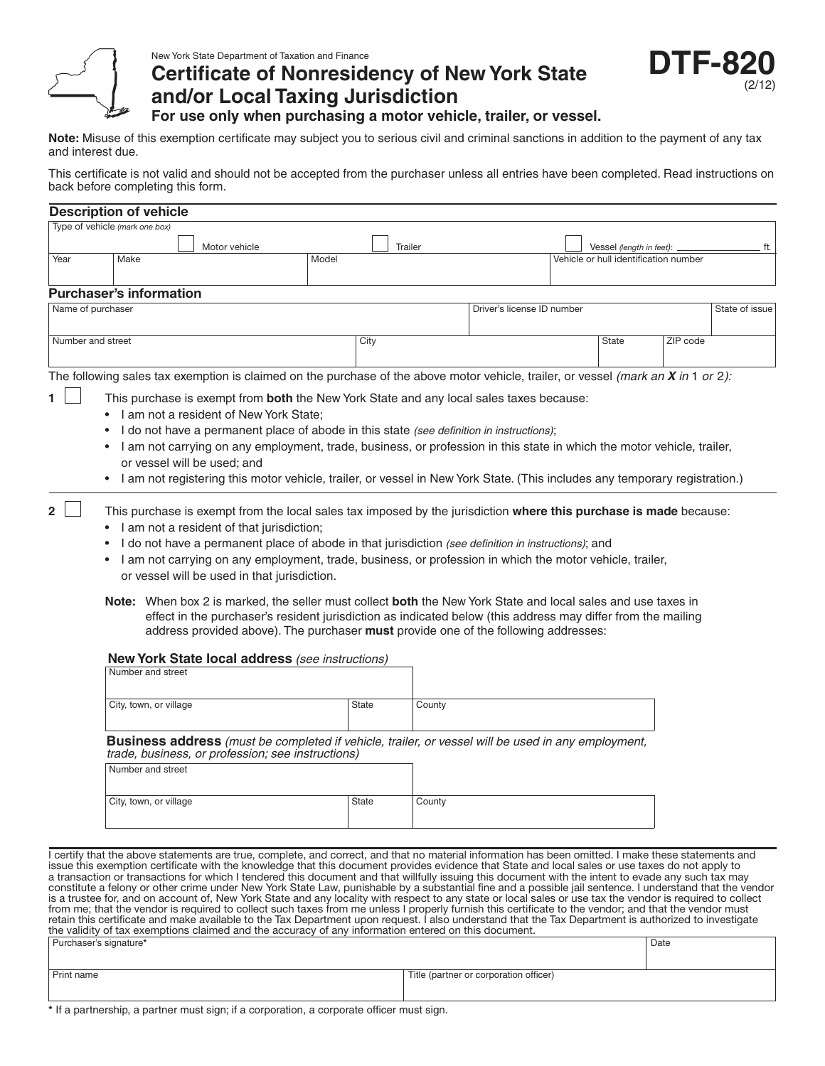New York State Department of Taxation and Finance

# Certificate of Nonresidency of New York State and/or Local Taxing Jurisdiction

**DTF-820** (2/12)

**For use only when purchasing a motor vehicle, trailer, or vessel.**

**Note:** Misuse of this exemption certificate may subject you to serious civil and criminal sanctions in addition to the payment of any tax and interest due.

This certificate is not valid and should not be accepted from the purchaser unless all entries have been completed. Read instructions on back before completing this form.

## Description of vehicle

| Type of vehicle *(mark one box)* | | | |
|---|---|---|---|
| ☐ Motor vehicle | | ☐ Trailer | ☐ Vessel *(length in feet)*: ______ ft. |
| Year | Make | Model | Vehicle or hull identification number |
| | | | |

## Purchaser's information

| Name of purchaser | | Driver's license ID number | | State of issue |
|---|---|---|---|---|
| | | | | |
| Number and street | City | | State | ZIP code |
| | | | | |

The following sales tax exemption is claimed on the purchase of the above motor vehicle, trailer, or vessel *(mark an **X** in 1 or 2):*

**1** ☐ This purchase is exempt from **both** the New York State and any local sales taxes because:
- I am not a resident of New York State;
- I do not have a permanent place of abode in this state *(see definition in instructions)*;
- I am not carrying on any employment, trade, business, or profession in this state in which the motor vehicle, trailer, or vessel will be used; and
- I am not registering this motor vehicle, trailer, or vessel in New York State. (This includes any temporary registration.)

**2** ☐ This purchase is exempt from the local sales tax imposed by the jurisdiction **where this purchase is made** because:
- I am not a resident of that jurisdiction;
- I do not have a permanent place of abode in that jurisdiction *(see definition in instructions)*; and
- I am not carrying on any employment, trade, business, or profession in which the motor vehicle, trailer, or vessel will be used in that jurisdiction.

**Note:** When box 2 is marked, the seller must collect **both** the New York State and local sales and use taxes in effect in the purchaser's resident jurisdiction as indicated below (this address may differ from the mailing address provided above). The purchaser **must** provide one of the following addresses:

### New York State local address *(see instructions)*

| Number and street | | |
|---|---|---|
| | | |
| City, town, or village | State | County |
| | | |

### Business address *(must be completed if vehicle, trailer, or vessel will be used in any employment, trade, business, or profession; see instructions)*

| Number and street | | |
|---|---|---|
| | | |
| City, town, or village | State | County |
| | | |

I certify that the above statements are true, complete, and correct, and that no material information has been omitted. I make these statements and issue this exemption certificate with the knowledge that this document provides evidence that State and local sales or use taxes do not apply to a transaction or transactions for which I tendered this document and that willfully issuing this document with the intent to evade any such tax may constitute a felony or other crime under New York State Law, punishable by a substantial fine and a possible jail sentence. I understand that the vendor is a trustee for, and on account of, New York State and any locality with respect to any state or local sales or use tax the vendor is required to collect from me; that the vendor is required to collect such taxes from me unless I properly furnish this certificate to the vendor; and that the vendor must retain this certificate and make available to the Tax Department upon request. I also understand that the Tax Department is authorized to investigate the validity of tax exemptions claimed and the accuracy of any information entered on this document.

| Purchaser's signature* | Date |
|---|---|
| | |
| Print name | Title (partner or corporation officer) |
| | |

\* If a partnership, a partner must sign; if a corporation, a corporate officer must sign.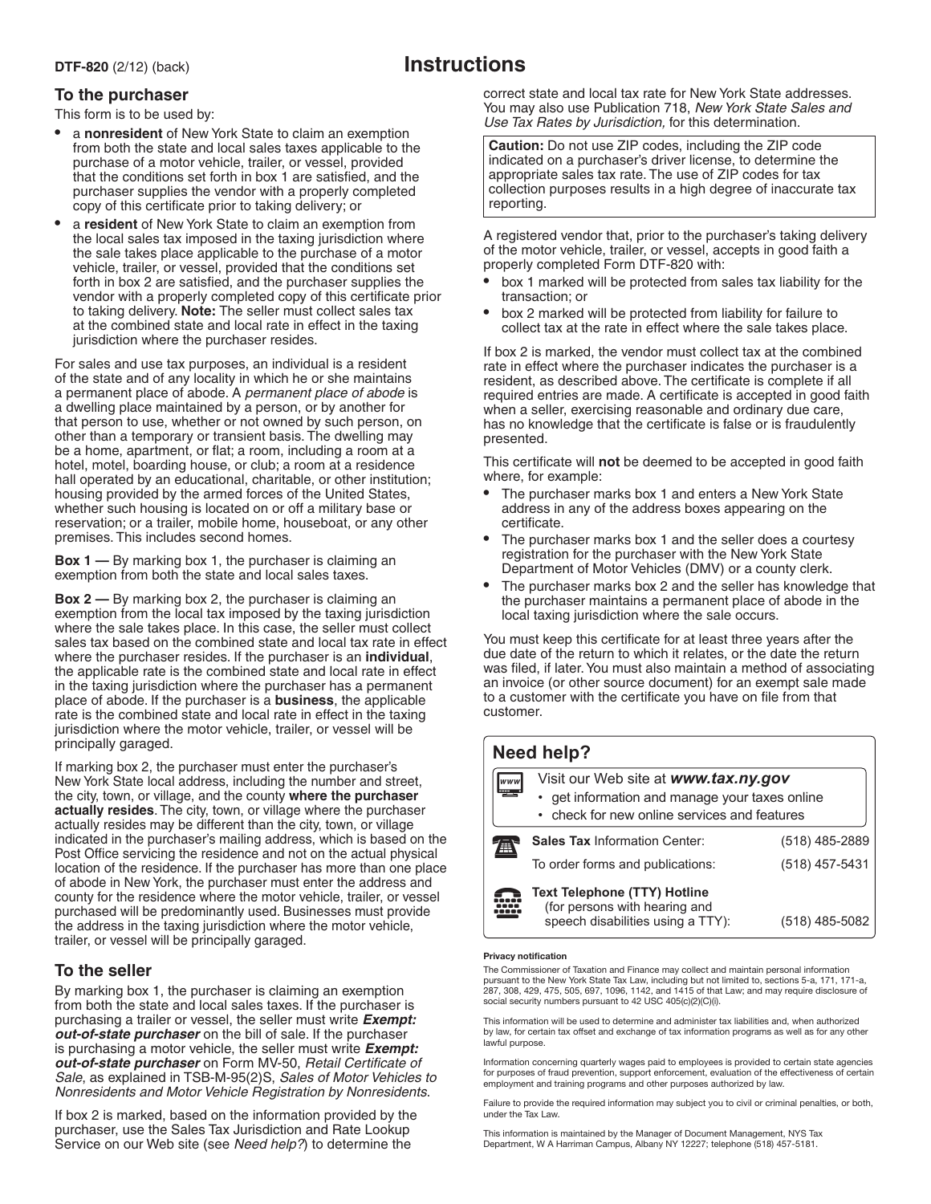**DTF-820** (2/12) (back)

# Instructions

## To the purchaser

This form is to be used by:

- a **nonresident** of New York State to claim an exemption from both the state and local sales taxes applicable to the purchase of a motor vehicle, trailer, or vessel, provided that the conditions set forth in box 1 are satisfied, and the purchaser supplies the vendor with a properly completed copy of this certificate prior to taking delivery; or
- a **resident** of New York State to claim an exemption from the local sales tax imposed in the taxing jurisdiction where the sale takes place applicable to the purchase of a motor vehicle, trailer, or vessel, provided that the conditions set forth in box 2 are satisfied, and the purchaser supplies the vendor with a properly completed copy of this certificate prior to taking delivery. **Note:** The seller must collect sales tax at the combined state and local rate in effect in the taxing jurisdiction where the purchaser resides.

For sales and use tax purposes, an individual is a resident of the state and of any locality in which he or she maintains a permanent place of abode. A *permanent place of abode* is a dwelling place maintained by a person, or by another for that person to use, whether or not owned by such person, on other than a temporary or transient basis. The dwelling may be a home, apartment, or flat; a room, including a room at a hotel, motel, boarding house, or club; a room at a residence hall operated by an educational, charitable, or other institution; housing provided by the armed forces of the United States, whether such housing is located on or off a military base or reservation; or a trailer, mobile home, houseboat, or any other premises. This includes second homes.

**Box 1 —** By marking box 1, the purchaser is claiming an exemption from both the state and local sales taxes.

**Box 2 —** By marking box 2, the purchaser is claiming an exemption from the local tax imposed by the taxing jurisdiction where the sale takes place. In this case, the seller must collect sales tax based on the combined state and local tax rate in effect where the purchaser resides. If the purchaser is an **individual**, the applicable rate is the combined state and local rate in effect in the taxing jurisdiction where the purchaser has a permanent place of abode. If the purchaser is a **business**, the applicable rate is the combined state and local rate in effect in the taxing jurisdiction where the motor vehicle, trailer, or vessel will be principally garaged.

If marking box 2, the purchaser must enter the purchaser's New York State local address, including the number and street, the city, town, or village, and the county **where the purchaser actually resides**. The city, town, or village where the purchaser actually resides may be different than the city, town, or village indicated in the purchaser's mailing address, which is based on the Post Office servicing the residence and not on the actual physical location of the residence. If the purchaser has more than one place of abode in New York, the purchaser must enter the address and county for the residence where the motor vehicle, trailer, or vessel purchased will be predominantly used. Businesses must provide the address in the taxing jurisdiction where the motor vehicle, trailer, or vessel will be principally garaged.

## To the seller

By marking box 1, the purchaser is claiming an exemption from both the state and local sales taxes. If the purchaser is purchasing a trailer or vessel, the seller must write ***Exempt: out-of-state purchaser*** on the bill of sale. If the purchaser is purchasing a motor vehicle, the seller must write ***Exempt: out-of-state purchaser*** on Form MV-50, *Retail Certificate of Sale*, as explained in TSB-M-95(2)S, *Sales of Motor Vehicles to Nonresidents and Motor Vehicle Registration by Nonresidents*.

If box 2 is marked, based on the information provided by the purchaser, use the Sales Tax Jurisdiction and Rate Lookup Service on our Web site (see *Need help?*) to determine the correct state and local tax rate for New York State addresses. You may also use Publication 718, *New York State Sales and Use Tax Rates by Jurisdiction,* for this determination.

**Caution:** Do not use ZIP codes, including the ZIP code indicated on a purchaser's driver license, to determine the appropriate sales tax rate. The use of ZIP codes for tax collection purposes results in a high degree of inaccurate tax reporting.

A registered vendor that, prior to the purchaser's taking delivery of the motor vehicle, trailer, or vessel, accepts in good faith a properly completed Form DTF-820 with:

- box 1 marked will be protected from sales tax liability for the transaction; or
- box 2 marked will be protected from liability for failure to collect tax at the rate in effect where the sale takes place.

If box 2 is marked, the vendor must collect tax at the combined rate in effect where the purchaser indicates the purchaser is a resident, as described above. The certificate is complete if all required entries are made. A certificate is accepted in good faith when a seller, exercising reasonable and ordinary due care, has no knowledge that the certificate is false or is fraudulently presented.

This certificate will **not** be deemed to be accepted in good faith where, for example:

- The purchaser marks box 1 and enters a New York State address in any of the address boxes appearing on the certificate.
- The purchaser marks box 1 and the seller does a courtesy registration for the purchaser with the New York State Department of Motor Vehicles (DMV) or a county clerk.
- The purchaser marks box 2 and the seller has knowledge that the purchaser maintains a permanent place of abode in the local taxing jurisdiction where the sale occurs.

You must keep this certificate for at least three years after the due date of the return to which it relates, or the date the return was filed, if later. You must also maintain a method of associating an invoice (or other source document) for an exempt sale made to a customer with the certificate you have on file from that customer.

## Need help?

Visit our Web site at ***www.tax.ny.gov***

- get information and manage your taxes online
- check for new online services and features

| | |
|---|---|
| **Sales Tax** Information Center: | (518) 485-2889 |
| To order forms and publications: | (518) 457-5431 |
| **Text Telephone (TTY) Hotline** (for persons with hearing and speech disabilities using a TTY): | (518) 485-5082 |

**Privacy notification**

The Commissioner of Taxation and Finance may collect and maintain personal information pursuant to the New York State Tax Law, including but not limited to, sections 5-a, 171, 171-a, 287, 308, 429, 475, 505, 697, 1096, 1142, and 1415 of that Law; and may require disclosure of social security numbers pursuant to 42 USC 405(c)(2)(C)(i).

This information will be used to determine and administer tax liabilities and, when authorized by law, for certain tax offset and exchange of tax information programs as well as for any other lawful purpose.

Information concerning quarterly wages paid to employees is provided to certain state agencies for purposes of fraud prevention, support enforcement, evaluation of the effectiveness of certain employment and training programs and other purposes authorized by law.

Failure to provide the required information may subject you to civil or criminal penalties, or both, under the Tax Law.

This information is maintained by the Manager of Document Management, NYS Tax Department, W A Harriman Campus, Albany NY 12227; telephone (518) 457-5181.